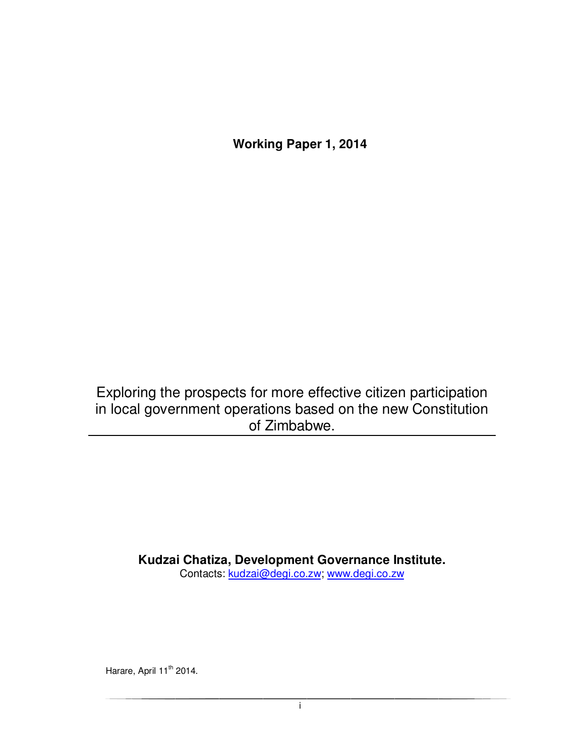**Working Paper 1, 2014**

# Exploring the prospects for more effective citizen participation in local government operations based on the new Constitution of Zimbabwe.

**Kudzai Chatiza, Development Governance Institute.**

Contacts: kudzai@degi.co.zw; www.degi.co.zw

Harare, April 11th 2014.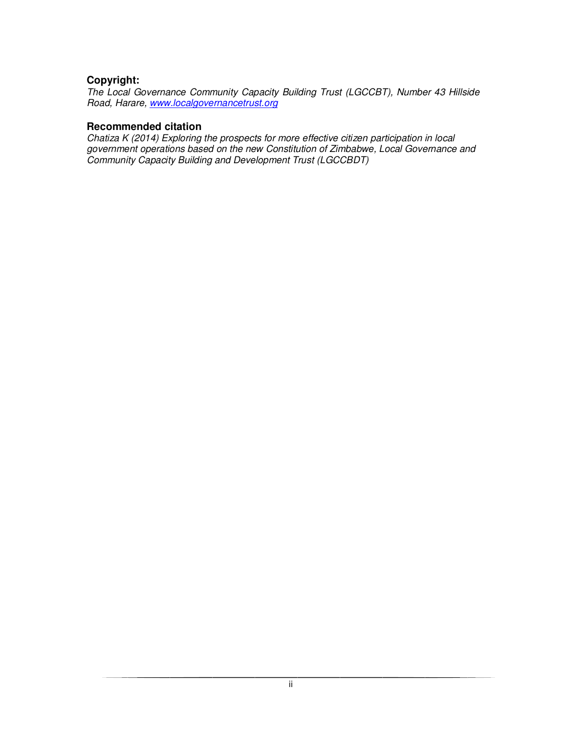### Copyright:

*The Local Governance Community Capacity Building Trust (LGCCBT), Number 43 Hillside Road, Harare, [www.localgovernancetrust.org](www.localgovernancetrust.org)*

### Recommended citation

*Chatiza K (2014) Exploring the prospects for more effective citizen participation in local government operations based on the new Constitution of Zimbabwe, Local Governance and Community Capacity Building and Development Trust (LGCCBDT)*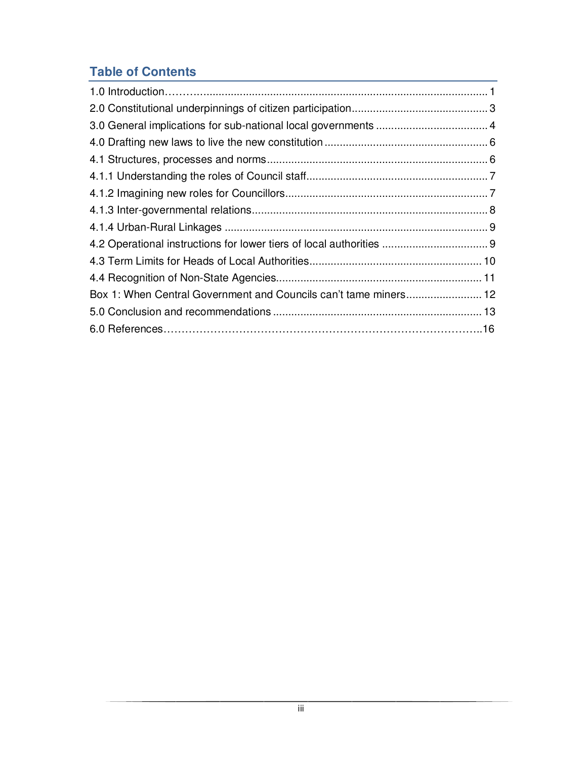## Table of Contents

1.0 Introduction……….................................................................................................... 1

2.0 Constitutional underpinnings of citizen participation............................................. 3

3.0 General implications for sub-national local governments ..................................... 4

4.0 Drafting new laws to live the new constitution ...................................................... 6

4.1 Structures, processes and norms ......................................................................... 6

4.1.1 Understanding the roles of Council staff............................................................ 7

4.1.2 Imagining new roles for Councillors.................................................................... 7

4.1.3 Inter-governmental relations............................................................................... 8

4.1.4 Urban-Rural Linkages ........................................................................................ 9

4.2 Operational instructions for lower tiers of local authorities ................................... 9

4.3 Term Limits for Heads of Local Authorities......................................................... 10

4.4 Recognition of Non-State Agencies.................................................................... 11

Box 1: When Central Government and Councils can't tame miners......................... 12

5.0 Conclusion and recommendations ..................................................................... 13

6.0 References……………………………………………………………………………..16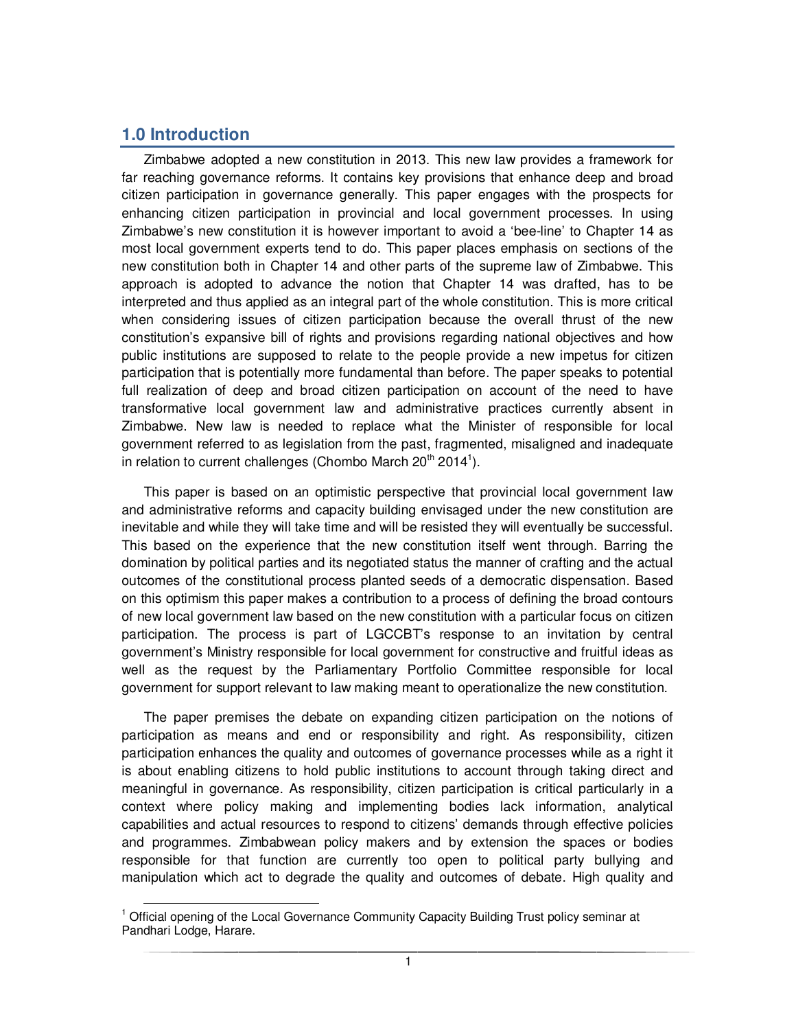## 1.0 Introduction

Zimbabwe adopted a new constitution in 2013. This new law provides a framework for far reaching governance reforms. It contains key provisions that enhance deep and broad citizen participation in governance generally. This paper engages with the prospects for enhancing citizen participation in provincial and local government processes. In using Zimbabwe's new constitution it is however important to avoid a 'bee-line' to Chapter 14 as most local government experts tend to do. This paper places emphasis on sections of the new constitution both in Chapter 14 and other parts of the supreme law of Zimbabwe. This approach is adopted to advance the notion that Chapter 14 was drafted, has to be interpreted and thus applied as an integral part of the whole constitution. This is more critical when considering issues of citizen participation because the overall thrust of the new constitution's expansive bill of rights and provisions regarding national objectives and how public institutions are supposed to relate to the people provide a new impetus for citizen participation that is potentially more fundamental than before. The paper speaks to potential full realization of deep and broad citizen participation on account of the need to have transformative local government law and administrative practices currently absent in Zimbabwe. New law is needed to replace what the Minister of responsible for local government referred to as legislation from the past, fragmented, misaligned and inadequate in relation to current challenges (Chombo March 20th 2014[1]).

This paper is based on an optimistic perspective that provincial local government law and administrative reforms and capacity building envisaged under the new constitution are inevitable and while they will take time and will be resisted they will eventually be successful. This based on the experience that the new constitution itself went through. Barring the domination by political parties and its negotiated status the manner of crafting and the actual outcomes of the constitutional process planted seeds of a democratic dispensation. Based on this optimism this paper makes a contribution to a process of defining the broad contours of new local government law based on the new constitution with a particular focus on citizen participation. The process is part of LGCCBT's response to an invitation by central government's Ministry responsible for local government for constructive and fruitful ideas as well as the request by the Parliamentary Portfolio Committee responsible for local government for support relevant to law making meant to operationalize the new constitution.

The paper premises the debate on expanding citizen participation on the notions of participation as means and end or responsibility and right. As responsibility, citizen participation enhances the quality and outcomes of governance processes while as a right it is about enabling citizens to hold public institutions to account through taking direct and meaningful in governance. As responsibility, citizen participation is critical particularly in a context where policy making and implementing bodies lack information, analytical capabilities and actual resources to respond to citizens' demands through effective policies and programmes. Zimbabwean policy makers and by extension the spaces or bodies responsible for that function are currently too open to political party bullying and manipulation which act to degrade the quality and outcomes of debate. High quality and

[1] Official opening of the Local Governance Community Capacity Building Trust policy seminar at Pandhari Lodge, Harare.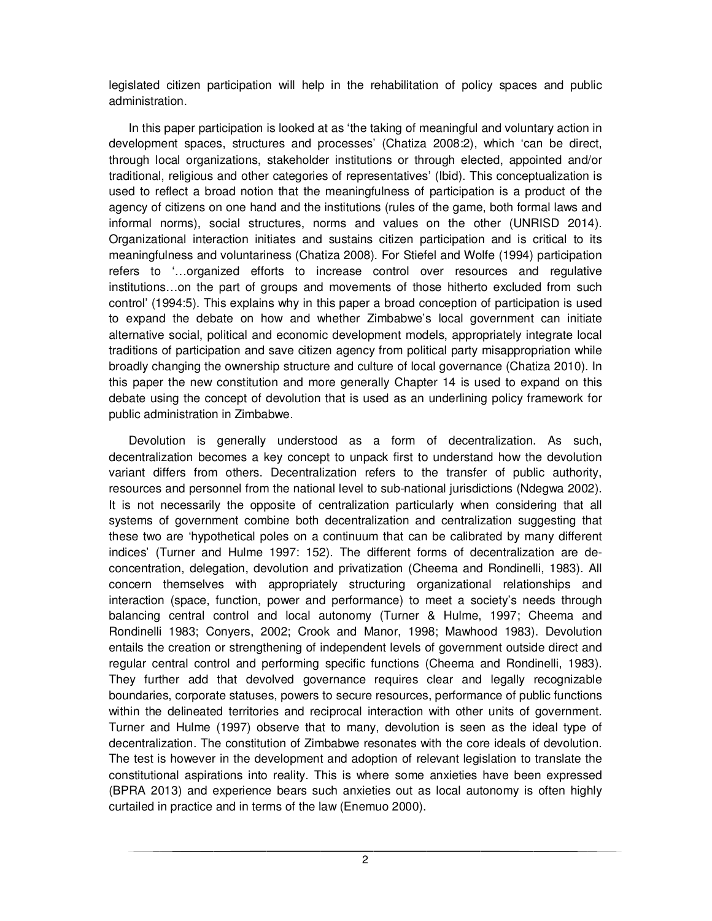legislated citizen participation will help in the rehabilitation of policy spaces and public administration.

In this paper participation is looked at as 'the taking of meaningful and voluntary action in development spaces, structures and processes' (Chatiza 2008:2), which 'can be direct, through local organizations, stakeholder institutions or through elected, appointed and/or traditional, religious and other categories of representatives' (Ibid). This conceptualization is used to reflect a broad notion that the meaningfulness of participation is a product of the agency of citizens on one hand and the institutions (rules of the game, both formal laws and informal norms), social structures, norms and values on the other (UNRISD 2014). Organizational interaction initiates and sustains citizen participation and is critical to its meaningfulness and voluntariness (Chatiza 2008). For Stiefel and Wolfe (1994) participation refers to '…organized efforts to increase control over resources and regulative institutions…on the part of groups and movements of those hitherto excluded from such control' (1994:5). This explains why in this paper a broad conception of participation is used to expand the debate on how and whether Zimbabwe's local government can initiate alternative social, political and economic development models, appropriately integrate local traditions of participation and save citizen agency from political party misappropriation while broadly changing the ownership structure and culture of local governance (Chatiza 2010). In this paper the new constitution and more generally Chapter 14 is used to expand on this debate using the concept of devolution that is used as an underlining policy framework for public administration in Zimbabwe.

Devolution is generally understood as a form of decentralization. As such, decentralization becomes a key concept to unpack first to understand how the devolution variant differs from others. Decentralization refers to the transfer of public authority, resources and personnel from the national level to sub-national jurisdictions (Ndegwa 2002). It is not necessarily the opposite of centralization particularly when considering that all systems of government combine both decentralization and centralization suggesting that these two are 'hypothetical poles on a continuum that can be calibrated by many different indices' (Turner and Hulme 1997: 152). The different forms of decentralization are de-concentration, delegation, devolution and privatization (Cheema and Rondinelli, 1983). All concern themselves with appropriately structuring organizational relationships and interaction (space, function, power and performance) to meet a society's needs through balancing central control and local autonomy (Turner & Hulme, 1997; Cheema and Rondinelli 1983; Conyers, 2002; Crook and Manor, 1998; Mawhood 1983). Devolution entails the creation or strengthening of independent levels of government outside direct and regular central control and performing specific functions (Cheema and Rondinelli, 1983). They further add that devolved governance requires clear and legally recognizable boundaries, corporate statuses, powers to secure resources, performance of public functions within the delineated territories and reciprocal interaction with other units of government. Turner and Hulme (1997) observe that to many, devolution is seen as the ideal type of decentralization. The constitution of Zimbabwe resonates with the core ideals of devolution. The test is however in the development and adoption of relevant legislation to translate the constitutional aspirations into reality. This is where some anxieties have been expressed (BPRA 2013) and experience bears such anxieties out as local autonomy is often highly curtailed in practice and in terms of the law (Enemuo 2000).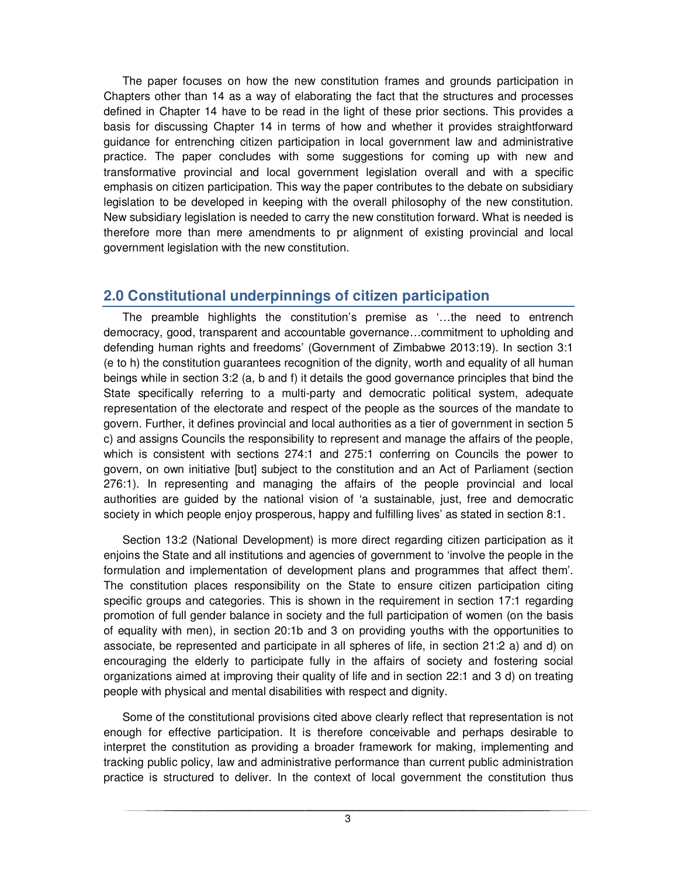The paper focuses on how the new constitution frames and grounds participation in Chapters other than 14 as a way of elaborating the fact that the structures and processes defined in Chapter 14 have to be read in the light of these prior sections. This provides a basis for discussing Chapter 14 in terms of how and whether it provides straightforward guidance for entrenching citizen participation in local government law and administrative practice. The paper concludes with some suggestions for coming up with new and transformative provincial and local government legislation overall and with a specific emphasis on citizen participation. This way the paper contributes to the debate on subsidiary legislation to be developed in keeping with the overall philosophy of the new constitution. New subsidiary legislation is needed to carry the new constitution forward. What is needed is therefore more than mere amendments to pr alignment of existing provincial and local government legislation with the new constitution.

## 2.0 Constitutional underpinnings of citizen participation

The preamble highlights the constitution's premise as '…the need to entrench democracy, good, transparent and accountable governance…commitment to upholding and defending human rights and freedoms' (Government of Zimbabwe 2013:19). In section 3:1 (e to h) the constitution guarantees recognition of the dignity, worth and equality of all human beings while in section 3:2 (a, b and f) it details the good governance principles that bind the State specifically referring to a multi-party and democratic political system, adequate representation of the electorate and respect of the people as the sources of the mandate to govern. Further, it defines provincial and local authorities as a tier of government in section 5 c) and assigns Councils the responsibility to represent and manage the affairs of the people, which is consistent with sections 274:1 and 275:1 conferring on Councils the power to govern, on own initiative [but] subject to the constitution and an Act of Parliament (section 276:1). In representing and managing the affairs of the people provincial and local authorities are guided by the national vision of 'a sustainable, just, free and democratic society in which people enjoy prosperous, happy and fulfilling lives' as stated in section 8:1.

Section 13:2 (National Development) is more direct regarding citizen participation as it enjoins the State and all institutions and agencies of government to 'involve the people in the formulation and implementation of development plans and programmes that affect them'. The constitution places responsibility on the State to ensure citizen participation citing specific groups and categories. This is shown in the requirement in section 17:1 regarding promotion of full gender balance in society and the full participation of women (on the basis of equality with men), in section 20:1b and 3 on providing youths with the opportunities to associate, be represented and participate in all spheres of life, in section 21:2 a) and d) on encouraging the elderly to participate fully in the affairs of society and fostering social organizations aimed at improving their quality of life and in section 22:1 and 3 d) on treating people with physical and mental disabilities with respect and dignity.

Some of the constitutional provisions cited above clearly reflect that representation is not enough for effective participation. It is therefore conceivable and perhaps desirable to interpret the constitution as providing a broader framework for making, implementing and tracking public policy, law and administrative performance than current public administration practice is structured to deliver. In the context of local government the constitution thus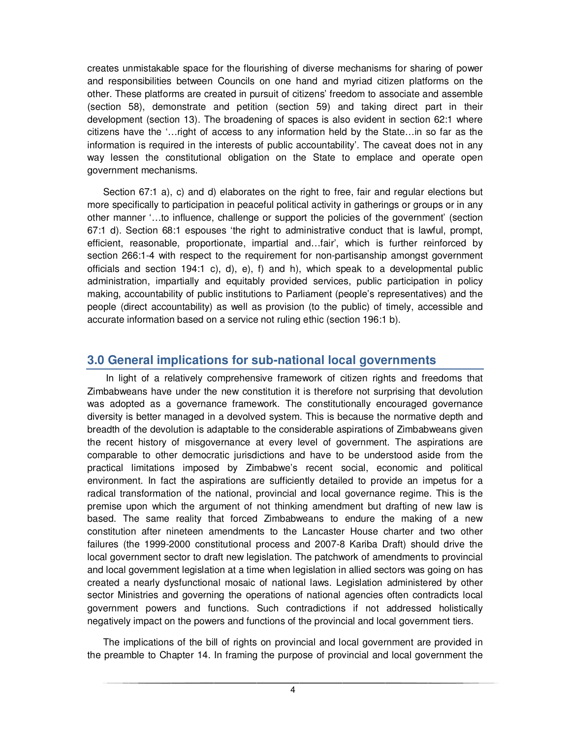creates unmistakable space for the flourishing of diverse mechanisms for sharing of power and responsibilities between Councils on one hand and myriad citizen platforms on the other. These platforms are created in pursuit of citizens' freedom to associate and assemble (section 58), demonstrate and petition (section 59) and taking direct part in their development (section 13). The broadening of spaces is also evident in section 62:1 where citizens have the '…right of access to any information held by the State…in so far as the information is required in the interests of public accountability'. The caveat does not in any way lessen the constitutional obligation on the State to emplace and operate open government mechanisms.

Section 67:1 a), c) and d) elaborates on the right to free, fair and regular elections but more specifically to participation in peaceful political activity in gatherings or groups or in any other manner '…to influence, challenge or support the policies of the government' (section 67:1 d). Section 68:1 espouses 'the right to administrative conduct that is lawful, prompt, efficient, reasonable, proportionate, impartial and…fair', which is further reinforced by section 266:1-4 with respect to the requirement for non-partisanship amongst government officials and section 194:1 c), d), e), f) and h), which speak to a developmental public administration, impartially and equitably provided services, public participation in policy making, accountability of public institutions to Parliament (people's representatives) and the people (direct accountability) as well as provision (to the public) of timely, accessible and accurate information based on a service not ruling ethic (section 196:1 b).

## 3.0 General implications for sub-national local governments

In light of a relatively comprehensive framework of citizen rights and freedoms that Zimbabweans have under the new constitution it is therefore not surprising that devolution was adopted as a governance framework. The constitutionally encouraged governance diversity is better managed in a devolved system. This is because the normative depth and breadth of the devolution is adaptable to the considerable aspirations of Zimbabweans given the recent history of misgovernance at every level of government. The aspirations are comparable to other democratic jurisdictions and have to be understood aside from the practical limitations imposed by Zimbabwe's recent social, economic and political environment. In fact the aspirations are sufficiently detailed to provide an impetus for a radical transformation of the national, provincial and local governance regime. This is the premise upon which the argument of not thinking amendment but drafting of new law is based. The same reality that forced Zimbabweans to endure the making of a new constitution after nineteen amendments to the Lancaster House charter and two other failures (the 1999-2000 constitutional process and 2007-8 Kariba Draft) should drive the local government sector to draft new legislation. The patchwork of amendments to provincial and local government legislation at a time when legislation in allied sectors was going on has created a nearly dysfunctional mosaic of national laws. Legislation administered by other sector Ministries and governing the operations of national agencies often contradicts local government powers and functions. Such contradictions if not addressed holistically negatively impact on the powers and functions of the provincial and local government tiers.

The implications of the bill of rights on provincial and local government are provided in the preamble to Chapter 14. In framing the purpose of provincial and local government the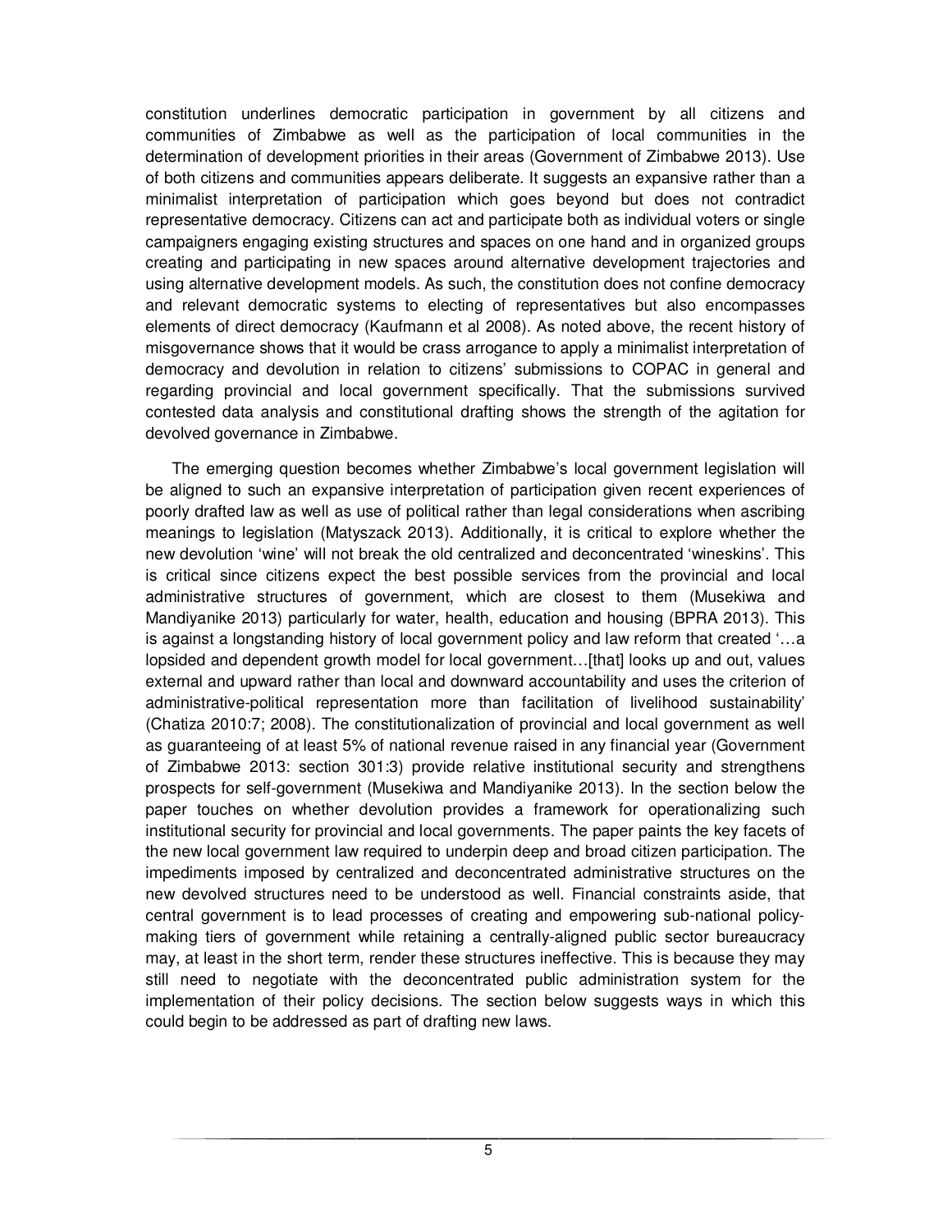constitution underlines democratic participation in government by all citizens and communities of Zimbabwe as well as the participation of local communities in the determination of development priorities in their areas (Government of Zimbabwe 2013). Use of both citizens and communities appears deliberate. It suggests an expansive rather than a minimalist interpretation of participation which goes beyond but does not contradict representative democracy. Citizens can act and participate both as individual voters or single campaigners engaging existing structures and spaces on one hand and in organized groups creating and participating in new spaces around alternative development trajectories and using alternative development models. As such, the constitution does not confine democracy and relevant democratic systems to electing of representatives but also encompasses elements of direct democracy (Kaufmann et al 2008). As noted above, the recent history of misgovernance shows that it would be crass arrogance to apply a minimalist interpretation of democracy and devolution in relation to citizens' submissions to COPAC in general and regarding provincial and local government specifically. That the submissions survived contested data analysis and constitutional drafting shows the strength of the agitation for devolved governance in Zimbabwe.

The emerging question becomes whether Zimbabwe's local government legislation will be aligned to such an expansive interpretation of participation given recent experiences of poorly drafted law as well as use of political rather than legal considerations when ascribing meanings to legislation (Matyszack 2013). Additionally, it is critical to explore whether the new devolution 'wine' will not break the old centralized and deconcentrated 'wineskins'. This is critical since citizens expect the best possible services from the provincial and local administrative structures of government, which are closest to them (Musekiwa and Mandiyanike 2013) particularly for water, health, education and housing (BPRA 2013). This is against a longstanding history of local government policy and law reform that created '…a lopsided and dependent growth model for local government…[that] looks up and out, values external and upward rather than local and downward accountability and uses the criterion of administrative-political representation more than facilitation of livelihood sustainability' (Chatiza 2010:7; 2008). The constitutionalization of provincial and local government as well as guaranteeing of at least 5% of national revenue raised in any financial year (Government of Zimbabwe 2013: section 301:3) provide relative institutional security and strengthens prospects for self-government (Musekiwa and Mandiyanike 2013). In the section below the paper touches on whether devolution provides a framework for operationalizing such institutional security for provincial and local governments. The paper paints the key facets of the new local government law required to underpin deep and broad citizen participation. The impediments imposed by centralized and deconcentrated administrative structures on the new devolved structures need to be understood as well. Financial constraints aside, that central government is to lead processes of creating and empowering sub-national policy-making tiers of government while retaining a centrally-aligned public sector bureaucracy may, at least in the short term, render these structures ineffective. This is because they may still need to negotiate with the deconcentrated public administration system for the implementation of their policy decisions. The section below suggests ways in which this could begin to be addressed as part of drafting new laws.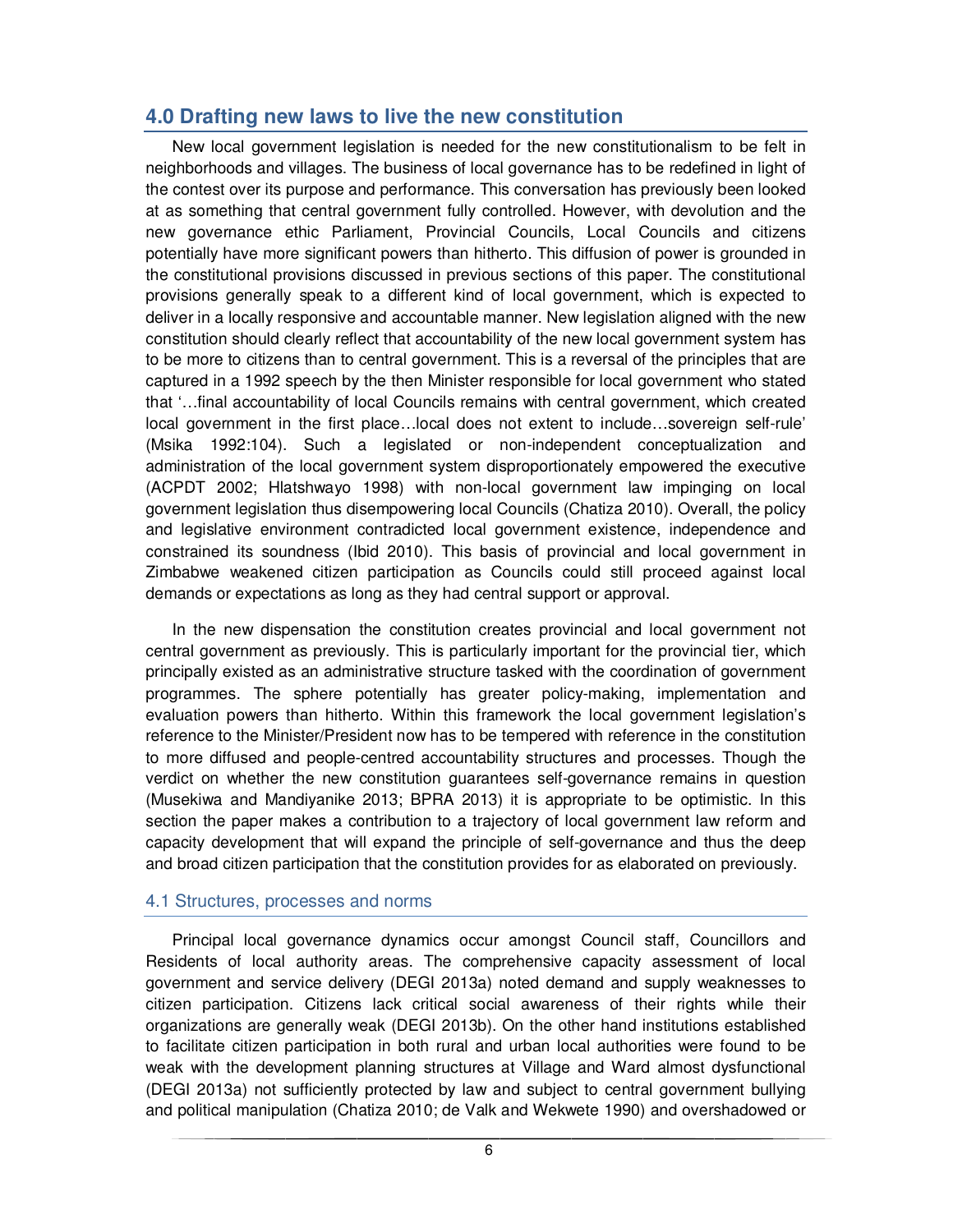## 4.0 Drafting new laws to live the new constitution

New local government legislation is needed for the new constitutionalism to be felt in neighborhoods and villages. The business of local governance has to be redefined in light of the contest over its purpose and performance. This conversation has previously been looked at as something that central government fully controlled. However, with devolution and the new governance ethic Parliament, Provincial Councils, Local Councils and citizens potentially have more significant powers than hitherto. This diffusion of power is grounded in the constitutional provisions discussed in previous sections of this paper. The constitutional provisions generally speak to a different kind of local government, which is expected to deliver in a locally responsive and accountable manner. New legislation aligned with the new constitution should clearly reflect that accountability of the new local government system has to be more to citizens than to central government. This is a reversal of the principles that are captured in a 1992 speech by the then Minister responsible for local government who stated that '…final accountability of local Councils remains with central government, which created local government in the first place…local does not extent to include…sovereign self-rule' (Msika 1992:104). Such a legislated or non-independent conceptualization and administration of the local government system disproportionately empowered the executive (ACPDT 2002; Hlatshwayo 1998) with non-local government law impinging on local government legislation thus disempowering local Councils (Chatiza 2010). Overall, the policy and legislative environment contradicted local government existence, independence and constrained its soundness (Ibid 2010). This basis of provincial and local government in Zimbabwe weakened citizen participation as Councils could still proceed against local demands or expectations as long as they had central support or approval.

In the new dispensation the constitution creates provincial and local government not central government as previously. This is particularly important for the provincial tier, which principally existed as an administrative structure tasked with the coordination of government programmes. The sphere potentially has greater policy-making, implementation and evaluation powers than hitherto. Within this framework the local government legislation's reference to the Minister/President now has to be tempered with reference in the constitution to more diffused and people-centred accountability structures and processes. Though the verdict on whether the new constitution guarantees self-governance remains in question (Musekiwa and Mandiyanike 2013; BPRA 2013) it is appropriate to be optimistic. In this section the paper makes a contribution to a trajectory of local government law reform and capacity development that will expand the principle of self-governance and thus the deep and broad citizen participation that the constitution provides for as elaborated on previously.

### 4.1 Structures, processes and norms

Principal local governance dynamics occur amongst Council staff, Councillors and Residents of local authority areas. The comprehensive capacity assessment of local government and service delivery (DEGI 2013a) noted demand and supply weaknesses to citizen participation. Citizens lack critical social awareness of their rights while their organizations are generally weak (DEGI 2013b). On the other hand institutions established to facilitate citizen participation in both rural and urban local authorities were found to be weak with the development planning structures at Village and Ward almost dysfunctional (DEGI 2013a) not sufficiently protected by law and subject to central government bullying and political manipulation (Chatiza 2010; de Valk and Wekwete 1990) and overshadowed or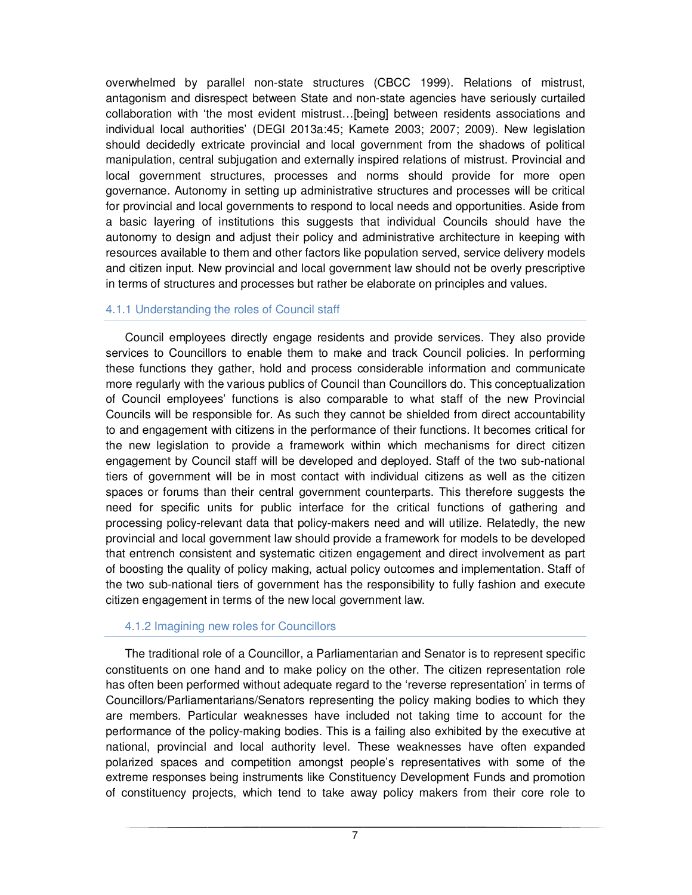overwhelmed by parallel non-state structures (CBCC 1999). Relations of mistrust, antagonism and disrespect between State and non-state agencies have seriously curtailed collaboration with 'the most evident mistrust…[being] between residents associations and individual local authorities' (DEGI 2013a:45; Kamete 2003; 2007; 2009). New legislation should decidedly extricate provincial and local government from the shadows of political manipulation, central subjugation and externally inspired relations of mistrust. Provincial and local government structures, processes and norms should provide for more open governance. Autonomy in setting up administrative structures and processes will be critical for provincial and local governments to respond to local needs and opportunities. Aside from a basic layering of institutions this suggests that individual Councils should have the autonomy to design and adjust their policy and administrative architecture in keeping with resources available to them and other factors like population served, service delivery models and citizen input. New provincial and local government law should not be overly prescriptive in terms of structures and processes but rather be elaborate on principles and values.

### 4.1.1 Understanding the roles of Council staff

Council employees directly engage residents and provide services. They also provide services to Councillors to enable them to make and track Council policies. In performing these functions they gather, hold and process considerable information and communicate more regularly with the various publics of Council than Councillors do. This conceptualization of Council employees' functions is also comparable to what staff of the new Provincial Councils will be responsible for. As such they cannot be shielded from direct accountability to and engagement with citizens in the performance of their functions. It becomes critical for the new legislation to provide a framework within which mechanisms for direct citizen engagement by Council staff will be developed and deployed. Staff of the two sub-national tiers of government will be in most contact with individual citizens as well as the citizen spaces or forums than their central government counterparts. This therefore suggests the need for specific units for public interface for the critical functions of gathering and processing policy-relevant data that policy-makers need and will utilize. Relatedly, the new provincial and local government law should provide a framework for models to be developed that entrench consistent and systematic citizen engagement and direct involvement as part of boosting the quality of policy making, actual policy outcomes and implementation. Staff of the two sub-national tiers of government has the responsibility to fully fashion and execute citizen engagement in terms of the new local government law.

### 4.1.2 Imagining new roles for Councillors

The traditional role of a Councillor, a Parliamentarian and Senator is to represent specific constituents on one hand and to make policy on the other. The citizen representation role has often been performed without adequate regard to the 'reverse representation' in terms of Councillors/Parliamentarians/Senators representing the policy making bodies to which they are members. Particular weaknesses have included not taking time to account for the performance of the policy-making bodies. This is a failing also exhibited by the executive at national, provincial and local authority level. These weaknesses have often expanded polarized spaces and competition amongst people's representatives with some of the extreme responses being instruments like Constituency Development Funds and promotion of constituency projects, which tend to take away policy makers from their core role to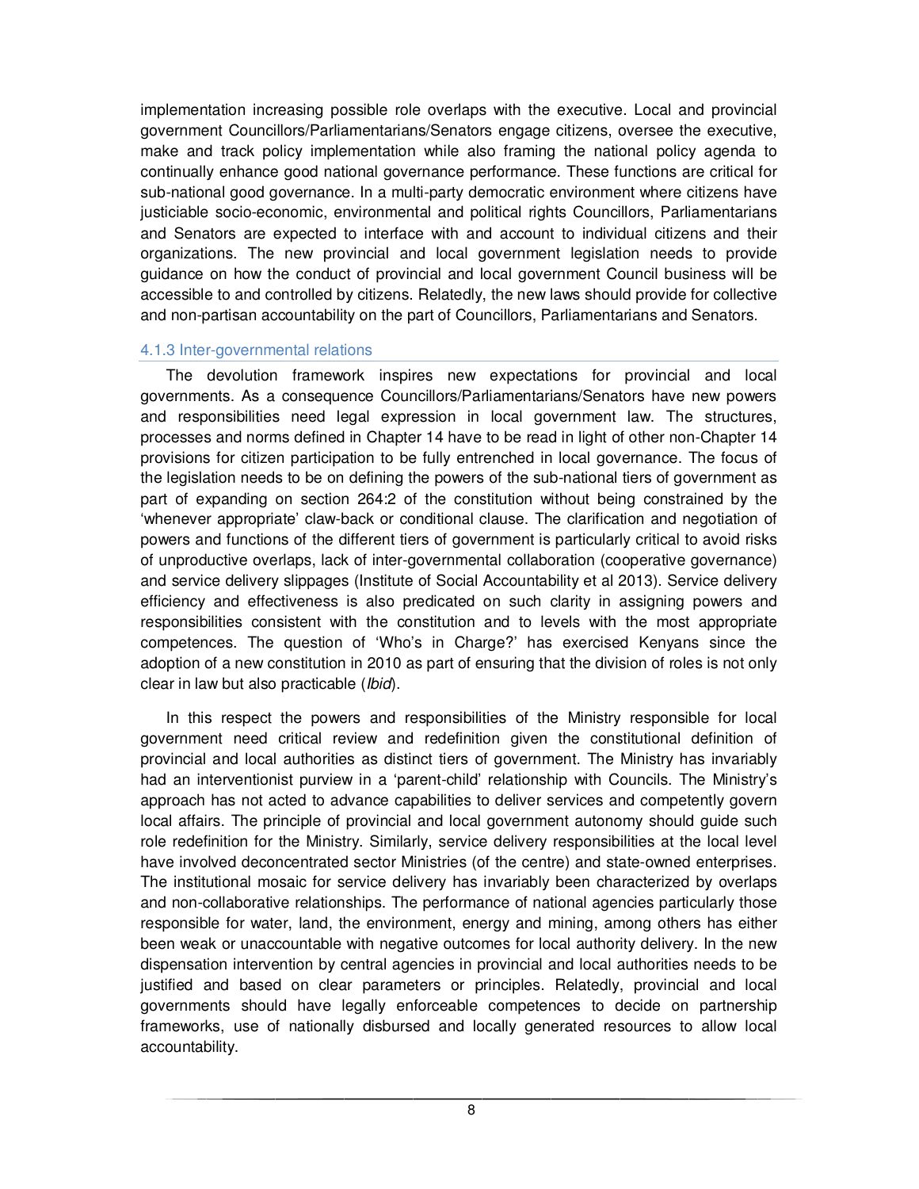implementation increasing possible role overlaps with the executive. Local and provincial government Councillors/Parliamentarians/Senators engage citizens, oversee the executive, make and track policy implementation while also framing the national policy agenda to continually enhance good national governance performance. These functions are critical for sub-national good governance. In a multi-party democratic environment where citizens have justiciable socio-economic, environmental and political rights Councillors, Parliamentarians and Senators are expected to interface with and account to individual citizens and their organizations. The new provincial and local government legislation needs to provide guidance on how the conduct of provincial and local government Council business will be accessible to and controlled by citizens. Relatedly, the new laws should provide for collective and non-partisan accountability on the part of Councillors, Parliamentarians and Senators.

### 4.1.3 Inter-governmental relations

The devolution framework inspires new expectations for provincial and local governments. As a consequence Councillors/Parliamentarians/Senators have new powers and responsibilities need legal expression in local government law. The structures, processes and norms defined in Chapter 14 have to be read in light of other non-Chapter 14 provisions for citizen participation to be fully entrenched in local governance. The focus of the legislation needs to be on defining the powers of the sub-national tiers of government as part of expanding on section 264:2 of the constitution without being constrained by the 'whenever appropriate' claw-back or conditional clause. The clarification and negotiation of powers and functions of the different tiers of government is particularly critical to avoid risks of unproductive overlaps, lack of inter-governmental collaboration (cooperative governance) and service delivery slippages (Institute of Social Accountability et al 2013). Service delivery efficiency and effectiveness is also predicated on such clarity in assigning powers and responsibilities consistent with the constitution and to levels with the most appropriate competences. The question of 'Who's in Charge?' has exercised Kenyans since the adoption of a new constitution in 2010 as part of ensuring that the division of roles is not only clear in law but also practicable (*Ibid*).

In this respect the powers and responsibilities of the Ministry responsible for local government need critical review and redefinition given the constitutional definition of provincial and local authorities as distinct tiers of government. The Ministry has invariably had an interventionist purview in a 'parent-child' relationship with Councils. The Ministry's approach has not acted to advance capabilities to deliver services and competently govern local affairs. The principle of provincial and local government autonomy should guide such role redefinition for the Ministry. Similarly, service delivery responsibilities at the local level have involved deconcentrated sector Ministries (of the centre) and state-owned enterprises. The institutional mosaic for service delivery has invariably been characterized by overlaps and non-collaborative relationships. The performance of national agencies particularly those responsible for water, land, the environment, energy and mining, among others has either been weak or unaccountable with negative outcomes for local authority delivery. In the new dispensation intervention by central agencies in provincial and local authorities needs to be justified and based on clear parameters or principles. Relatedly, provincial and local governments should have legally enforceable competences to decide on partnership frameworks, use of nationally disbursed and locally generated resources to allow local accountability.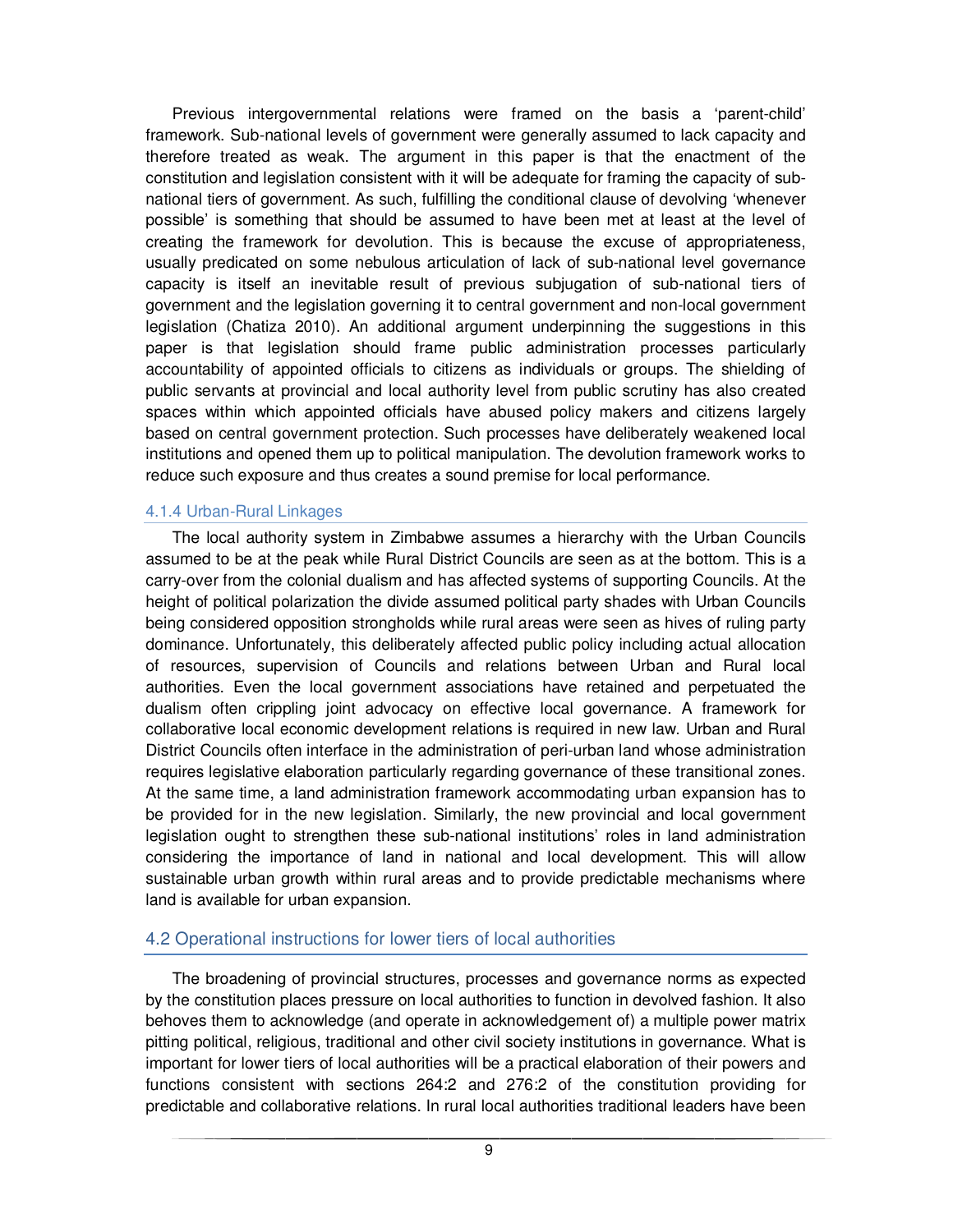Previous intergovernmental relations were framed on the basis a 'parent-child' framework. Sub-national levels of government were generally assumed to lack capacity and therefore treated as weak. The argument in this paper is that the enactment of the constitution and legislation consistent with it will be adequate for framing the capacity of sub-national tiers of government. As such, fulfilling the conditional clause of devolving 'whenever possible' is something that should be assumed to have been met at least at the level of creating the framework for devolution. This is because the excuse of appropriateness, usually predicated on some nebulous articulation of lack of sub-national level governance capacity is itself an inevitable result of previous subjugation of sub-national tiers of government and the legislation governing it to central government and non-local government legislation (Chatiza 2010). An additional argument underpinning the suggestions in this paper is that legislation should frame public administration processes particularly accountability of appointed officials to citizens as individuals or groups. The shielding of public servants at provincial and local authority level from public scrutiny has also created spaces within which appointed officials have abused policy makers and citizens largely based on central government protection. Such processes have deliberately weakened local institutions and opened them up to political manipulation. The devolution framework works to reduce such exposure and thus creates a sound premise for local performance.

#### 4.1.4 Urban-Rural Linkages

The local authority system in Zimbabwe assumes a hierarchy with the Urban Councils assumed to be at the peak while Rural District Councils are seen as at the bottom. This is a carry-over from the colonial dualism and has affected systems of supporting Councils. At the height of political polarization the divide assumed political party shades with Urban Councils being considered opposition strongholds while rural areas were seen as hives of ruling party dominance. Unfortunately, this deliberately affected public policy including actual allocation of resources, supervision of Councils and relations between Urban and Rural local authorities. Even the local government associations have retained and perpetuated the dualism often crippling joint advocacy on effective local governance. A framework for collaborative local economic development relations is required in new law. Urban and Rural District Councils often interface in the administration of peri-urban land whose administration requires legislative elaboration particularly regarding governance of these transitional zones. At the same time, a land administration framework accommodating urban expansion has to be provided for in the new legislation. Similarly, the new provincial and local government legislation ought to strengthen these sub-national institutions' roles in land administration considering the importance of land in national and local development. This will allow sustainable urban growth within rural areas and to provide predictable mechanisms where land is available for urban expansion.

### 4.2 Operational instructions for lower tiers of local authorities

The broadening of provincial structures, processes and governance norms as expected by the constitution places pressure on local authorities to function in devolved fashion. It also behoves them to acknowledge (and operate in acknowledgement of) a multiple power matrix pitting political, religious, traditional and other civil society institutions in governance. What is important for lower tiers of local authorities will be a practical elaboration of their powers and functions consistent with sections 264:2 and 276:2 of the constitution providing for predictable and collaborative relations. In rural local authorities traditional leaders have been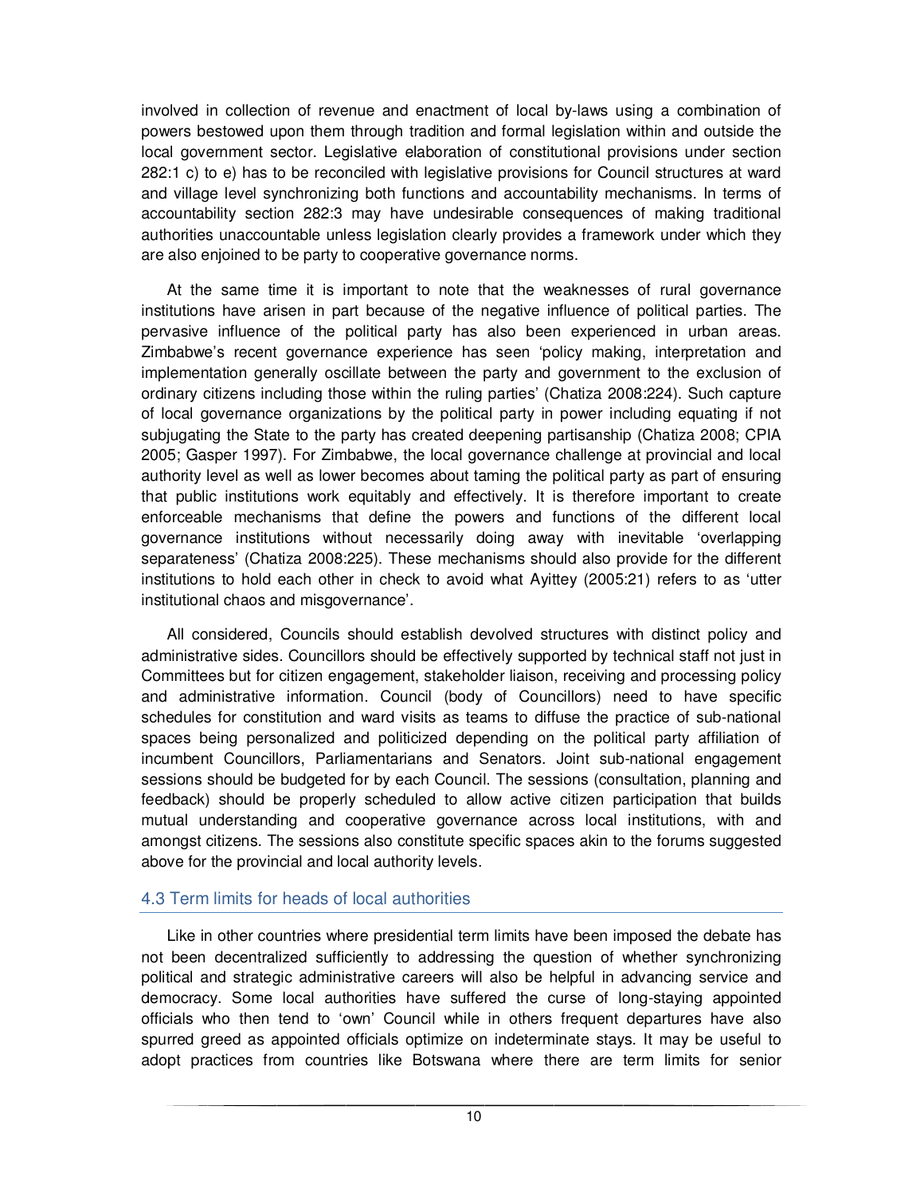involved in collection of revenue and enactment of local by-laws using a combination of powers bestowed upon them through tradition and formal legislation within and outside the local government sector. Legislative elaboration of constitutional provisions under section 282:1 c) to e) has to be reconciled with legislative provisions for Council structures at ward and village level synchronizing both functions and accountability mechanisms. In terms of accountability section 282:3 may have undesirable consequences of making traditional authorities unaccountable unless legislation clearly provides a framework under which they are also enjoined to be party to cooperative governance norms.

At the same time it is important to note that the weaknesses of rural governance institutions have arisen in part because of the negative influence of political parties. The pervasive influence of the political party has also been experienced in urban areas. Zimbabwe's recent governance experience has seen 'policy making, interpretation and implementation generally oscillate between the party and government to the exclusion of ordinary citizens including those within the ruling parties' (Chatiza 2008:224). Such capture of local governance organizations by the political party in power including equating if not subjugating the State to the party has created deepening partisanship (Chatiza 2008; CPIA 2005; Gasper 1997). For Zimbabwe, the local governance challenge at provincial and local authority level as well as lower becomes about taming the political party as part of ensuring that public institutions work equitably and effectively. It is therefore important to create enforceable mechanisms that define the powers and functions of the different local governance institutions without necessarily doing away with inevitable 'overlapping separateness' (Chatiza 2008:225). These mechanisms should also provide for the different institutions to hold each other in check to avoid what Ayittey (2005:21) refers to as 'utter institutional chaos and misgovernance'.

All considered, Councils should establish devolved structures with distinct policy and administrative sides. Councillors should be effectively supported by technical staff not just in Committees but for citizen engagement, stakeholder liaison, receiving and processing policy and administrative information. Council (body of Councillors) need to have specific schedules for constitution and ward visits as teams to diffuse the practice of sub-national spaces being personalized and politicized depending on the political party affiliation of incumbent Councillors, Parliamentarians and Senators. Joint sub-national engagement sessions should be budgeted for by each Council. The sessions (consultation, planning and feedback) should be properly scheduled to allow active citizen participation that builds mutual understanding and cooperative governance across local institutions, with and amongst citizens. The sessions also constitute specific spaces akin to the forums suggested above for the provincial and local authority levels.

### 4.3 Term limits for heads of local authorities

Like in other countries where presidential term limits have been imposed the debate has not been decentralized sufficiently to addressing the question of whether synchronizing political and strategic administrative careers will also be helpful in advancing service and democracy. Some local authorities have suffered the curse of long-staying appointed officials who then tend to 'own' Council while in others frequent departures have also spurred greed as appointed officials optimize on indeterminate stays. It may be useful to adopt practices from countries like Botswana where there are term limits for senior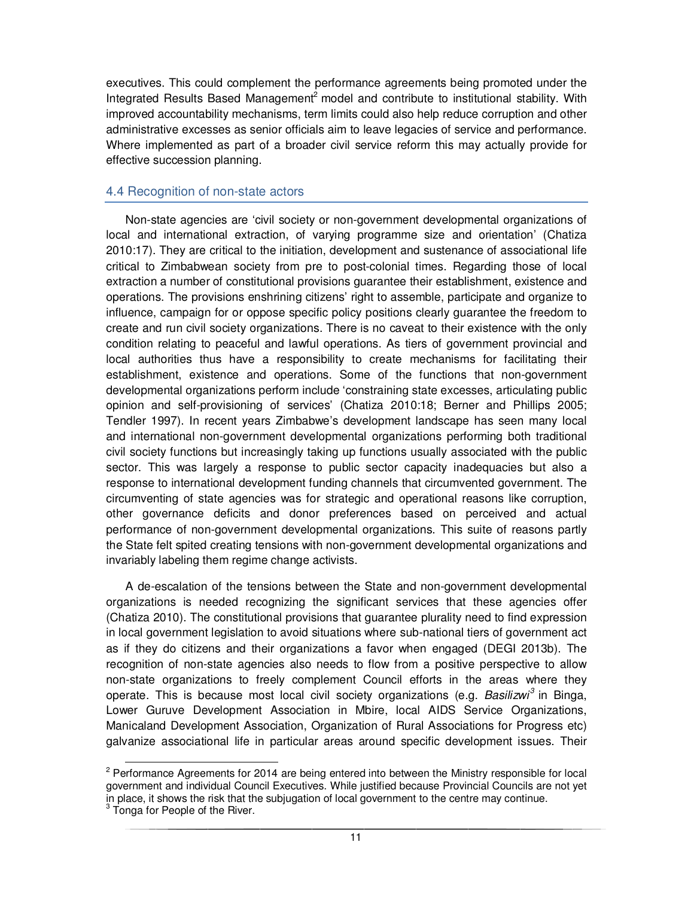executives. This could complement the performance agreements being promoted under the Integrated Results Based Management[2] model and contribute to institutional stability. With improved accountability mechanisms, term limits could also help reduce corruption and other administrative excesses as senior officials aim to leave legacies of service and performance. Where implemented as part of a broader civil service reform this may actually provide for effective succession planning.

## 4.4 Recognition of non-state actors

Non-state agencies are 'civil society or non-government developmental organizations of local and international extraction, of varying programme size and orientation' (Chatiza 2010:17). They are critical to the initiation, development and sustenance of associational life critical to Zimbabwean society from pre to post-colonial times. Regarding those of local extraction a number of constitutional provisions guarantee their establishment, existence and operations. The provisions enshrining citizens' right to assemble, participate and organize to influence, campaign for or oppose specific policy positions clearly guarantee the freedom to create and run civil society organizations. There is no caveat to their existence with the only condition relating to peaceful and lawful operations. As tiers of government provincial and local authorities thus have a responsibility to create mechanisms for facilitating their establishment, existence and operations. Some of the functions that non-government developmental organizations perform include 'constraining state excesses, articulating public opinion and self-provisioning of services' (Chatiza 2010:18; Berner and Phillips 2005; Tendler 1997). In recent years Zimbabwe's development landscape has seen many local and international non-government developmental organizations performing both traditional civil society functions but increasingly taking up functions usually associated with the public sector. This was largely a response to public sector capacity inadequacies but also a response to international development funding channels that circumvented government. The circumventing of state agencies was for strategic and operational reasons like corruption, other governance deficits and donor preferences based on perceived and actual performance of non-government developmental organizations. This suite of reasons partly the State felt spited creating tensions with non-government developmental organizations and invariably labeling them regime change activists.

A de-escalation of the tensions between the State and non-government developmental organizations is needed recognizing the significant services that these agencies offer (Chatiza 2010). The constitutional provisions that guarantee plurality need to find expression in local government legislation to avoid situations where sub-national tiers of government act as if they do citizens and their organizations a favor when engaged (DEGI 2013b). The recognition of non-state agencies also needs to flow from a positive perspective to allow non-state organizations to freely complement Council efforts in the areas where they operate. This is because most local civil society organizations (e.g. *Basilizwi*[3] in Binga, Lower Guruve Development Association in Mbire, local AIDS Service Organizations, Manicaland Development Association, Organization of Rural Associations for Progress etc) galvanize associational life in particular areas around specific development issues. Their

---

[2] Performance Agreements for 2014 are being entered into between the Ministry responsible for local government and individual Council Executives. While justified because Provincial Councils are not yet in place, it shows the risk that the subjugation of local government to the centre may continue.

[3] Tonga for People of the River.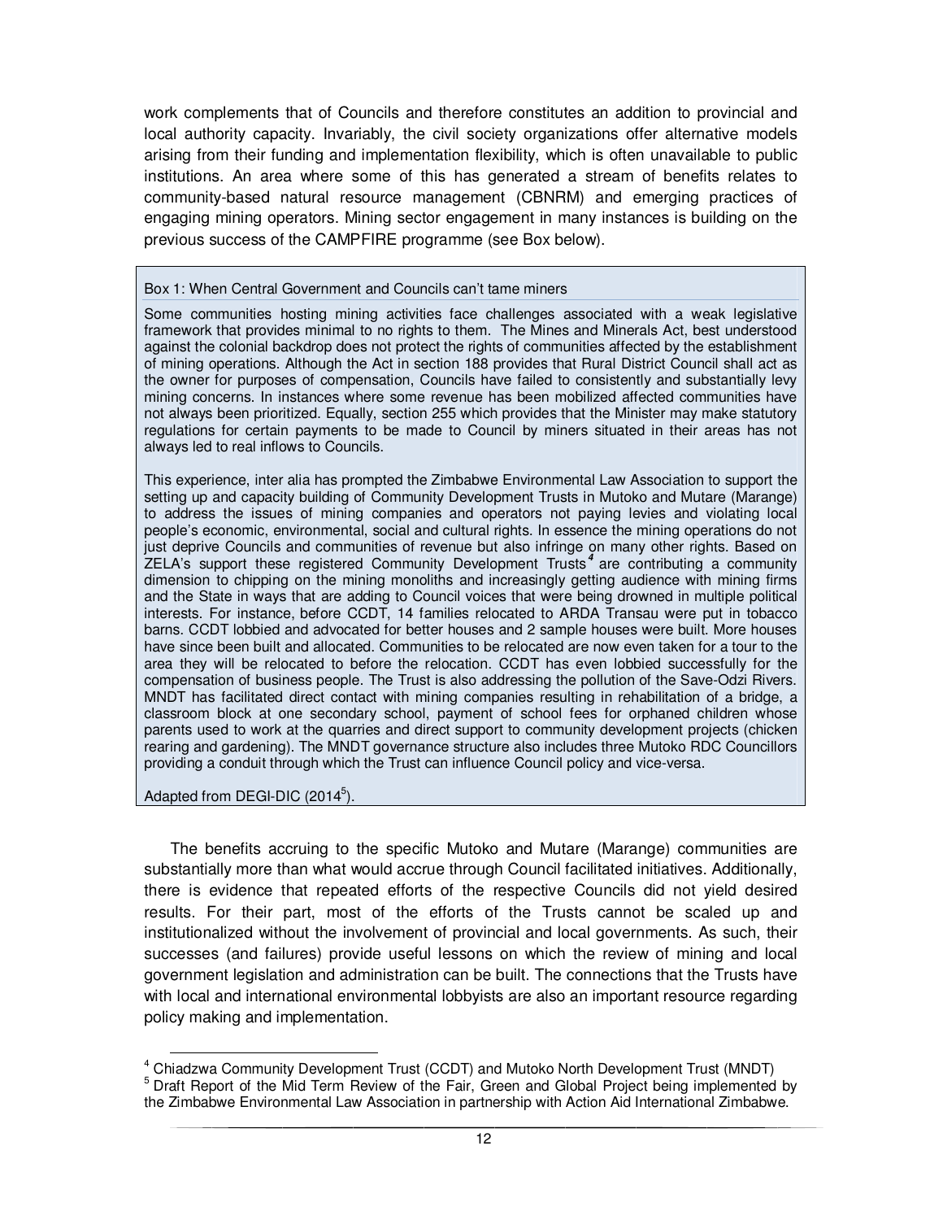work complements that of Councils and therefore constitutes an addition to provincial and local authority capacity. Invariably, the civil society organizations offer alternative models arising from their funding and implementation flexibility, which is often unavailable to public institutions. An area where some of this has generated a stream of benefits relates to community-based natural resource management (CBNRM) and emerging practices of engaging mining operators. Mining sector engagement in many instances is building on the previous success of the CAMPFIRE programme (see Box below).

> **Box 1: When Central Government and Councils can't tame miners**
>
> Some communities hosting mining activities face challenges associated with a weak legislative framework that provides minimal to no rights to them. The Mines and Minerals Act, best understood against the colonial backdrop does not protect the rights of communities affected by the establishment of mining operations. Although the Act in section 188 provides that Rural District Council shall act as the owner for purposes of compensation, Councils have failed to consistently and substantially levy mining concerns. In instances where some revenue has been mobilized affected communities have not always been prioritized. Equally, section 255 which provides that the Minister may make statutory regulations for certain payments to be made to Council by miners situated in their areas has not always led to real inflows to Councils.
>
> This experience, inter alia has prompted the Zimbabwe Environmental Law Association to support the setting up and capacity building of Community Development Trusts in Mutoko and Mutare (Marange) to address the issues of mining companies and operators not paying levies and violating local people's economic, environmental, social and cultural rights. In essence the mining operations do not just deprive Councils and communities of revenue but also infringe on many other rights. Based on ZELA's support these registered Community Development Trusts[4] are contributing a community dimension to chipping on the mining monoliths and increasingly getting audience with mining firms and the State in ways that are adding to Council voices that were being drowned in multiple political interests. For instance, before CCDT, 14 families relocated to ARDA Transau were put in tobacco barns. CCDT lobbied and advocated for better houses and 2 sample houses were built. More houses have since been built and allocated. Communities to be relocated are now even taken for a tour to the area they will be relocated to before the relocation. CCDT has even lobbied successfully for the compensation of business people. The Trust is also addressing the pollution of the Save-Odzi Rivers. MNDT has facilitated direct contact with mining companies resulting in rehabilitation of a bridge, a classroom block at one secondary school, payment of school fees for orphaned children whose parents used to work at the quarries and direct support to community development projects (chicken rearing and gardening). The MNDT governance structure also includes three Mutoko RDC Councillors providing a conduit through which the Trust can influence Council policy and vice-versa.
>
> Adapted from DEGI-DIC (2014[5]).

The benefits accruing to the specific Mutoko and Mutare (Marange) communities are substantially more than what would accrue through Council facilitated initiatives. Additionally, there is evidence that repeated efforts of the respective Councils did not yield desired results. For their part, most of the efforts of the Trusts cannot be scaled up and institutionalized without the involvement of provincial and local governments. As such, their successes (and failures) provide useful lessons on which the review of mining and local government legislation and administration can be built. The connections that the Trusts have with local and international environmental lobbyists are also an important resource regarding policy making and implementation.

---

[4] Chiadzwa Community Development Trust (CCDT) and Mutoko North Development Trust (MNDT)

[5] Draft Report of the Mid Term Review of the Fair, Green and Global Project being implemented by the Zimbabwe Environmental Law Association in partnership with Action Aid International Zimbabwe.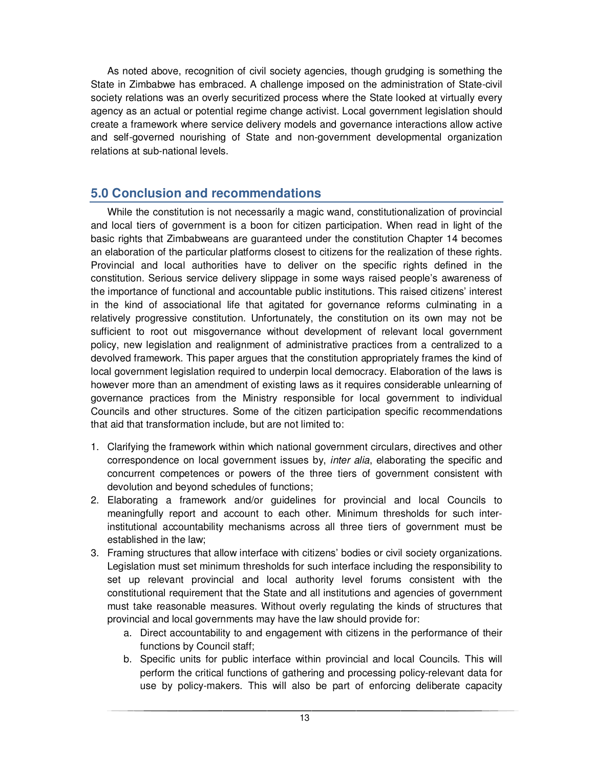As noted above, recognition of civil society agencies, though grudging is something the State in Zimbabwe has embraced. A challenge imposed on the administration of State-civil society relations was an overly securitized process where the State looked at virtually every agency as an actual or potential regime change activist. Local government legislation should create a framework where service delivery models and governance interactions allow active and self-governed nourishing of State and non-government developmental organization relations at sub-national levels.

## 5.0 Conclusion and recommendations

While the constitution is not necessarily a magic wand, constitutionalization of provincial and local tiers of government is a boon for citizen participation. When read in light of the basic rights that Zimbabweans are guaranteed under the constitution Chapter 14 becomes an elaboration of the particular platforms closest to citizens for the realization of these rights. Provincial and local authorities have to deliver on the specific rights defined in the constitution. Serious service delivery slippage in some ways raised people's awareness of the importance of functional and accountable public institutions. This raised citizens' interest in the kind of associational life that agitated for governance reforms culminating in a relatively progressive constitution. Unfortunately, the constitution on its own may not be sufficient to root out misgovernance without development of relevant local government policy, new legislation and realignment of administrative practices from a centralized to a devolved framework. This paper argues that the constitution appropriately frames the kind of local government legislation required to underpin local democracy. Elaboration of the laws is however more than an amendment of existing laws as it requires considerable unlearning of governance practices from the Ministry responsible for local government to individual Councils and other structures. Some of the citizen participation specific recommendations that aid that transformation include, but are not limited to:

1. Clarifying the framework within which national government circulars, directives and other correspondence on local government issues by, *inter alia*, elaborating the specific and concurrent competences or powers of the three tiers of government consistent with devolution and beyond schedules of functions;
2. Elaborating a framework and/or guidelines for provincial and local Councils to meaningfully report and account to each other. Minimum thresholds for such inter-institutional accountability mechanisms across all three tiers of government must be established in the law;
3. Framing structures that allow interface with citizens' bodies or civil society organizations. Legislation must set minimum thresholds for such interface including the responsibility to set up relevant provincial and local authority level forums consistent with the constitutional requirement that the State and all institutions and agencies of government must take reasonable measures. Without overly regulating the kinds of structures that provincial and local governments may have the law should provide for:
    a. Direct accountability to and engagement with citizens in the performance of their functions by Council staff;
    b. Specific units for public interface within provincial and local Councils. This will perform the critical functions of gathering and processing policy-relevant data for use by policy-makers. This will also be part of enforcing deliberate capacity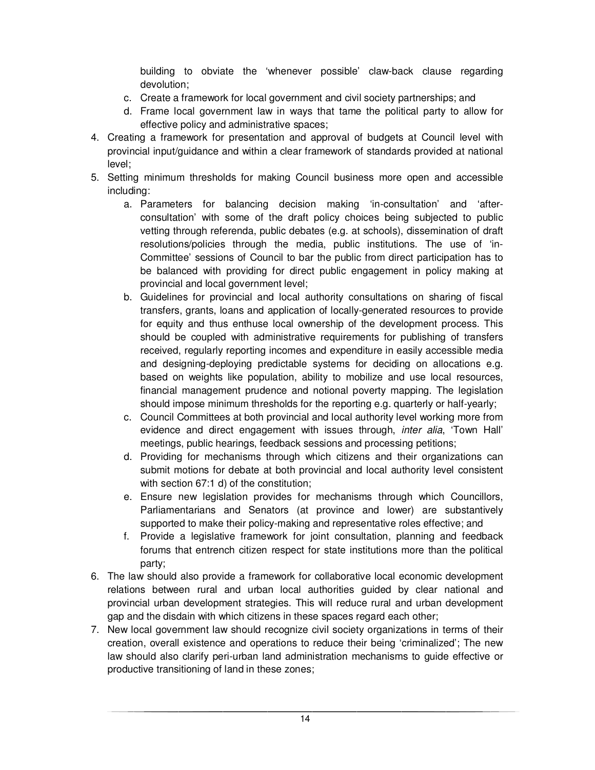building to obviate the 'whenever possible' claw-back clause regarding devolution;

c. Create a framework for local government and civil society partnerships; and

d. Frame local government law in ways that tame the political party to allow for effective policy and administrative spaces;

4. Creating a framework for presentation and approval of budgets at Council level with provincial input/guidance and within a clear framework of standards provided at national level;
5. Setting minimum thresholds for making Council business more open and accessible including:
   a. Parameters for balancing decision making 'in-consultation' and 'after-consultation' with some of the draft policy choices being subjected to public vetting through referenda, public debates (e.g. at schools), dissemination of draft resolutions/policies through the media, public institutions. The use of 'in-Committee' sessions of Council to bar the public from direct participation has to be balanced with providing for direct public engagement in policy making at provincial and local government level;
   b. Guidelines for provincial and local authority consultations on sharing of fiscal transfers, grants, loans and application of locally-generated resources to provide for equity and thus enthuse local ownership of the development process. This should be coupled with administrative requirements for publishing of transfers received, regularly reporting incomes and expenditure in easily accessible media and designing-deploying predictable systems for deciding on allocations e.g. based on weights like population, ability to mobilize and use local resources, financial management prudence and notional poverty mapping. The legislation should impose minimum thresholds for the reporting e.g. quarterly or half-yearly;
   c. Council Committees at both provincial and local authority level working more from evidence and direct engagement with issues through, *inter alia*, 'Town Hall' meetings, public hearings, feedback sessions and processing petitions;
   d. Providing for mechanisms through which citizens and their organizations can submit motions for debate at both provincial and local authority level consistent with section 67:1 d) of the constitution;
   e. Ensure new legislation provides for mechanisms through which Councillors, Parliamentarians and Senators (at province and lower) are substantively supported to make their policy-making and representative roles effective; and
   f. Provide a legislative framework for joint consultation, planning and feedback forums that entrench citizen respect for state institutions more than the political party;
6. The law should also provide a framework for collaborative local economic development relations between rural and urban local authorities guided by clear national and provincial urban development strategies. This will reduce rural and urban development gap and the disdain with which citizens in these spaces regard each other;
7. New local government law should recognize civil society organizations in terms of their creation, overall existence and operations to reduce their being 'criminalized'; The new law should also clarify peri-urban land administration mechanisms to guide effective or productive transitioning of land in these zones;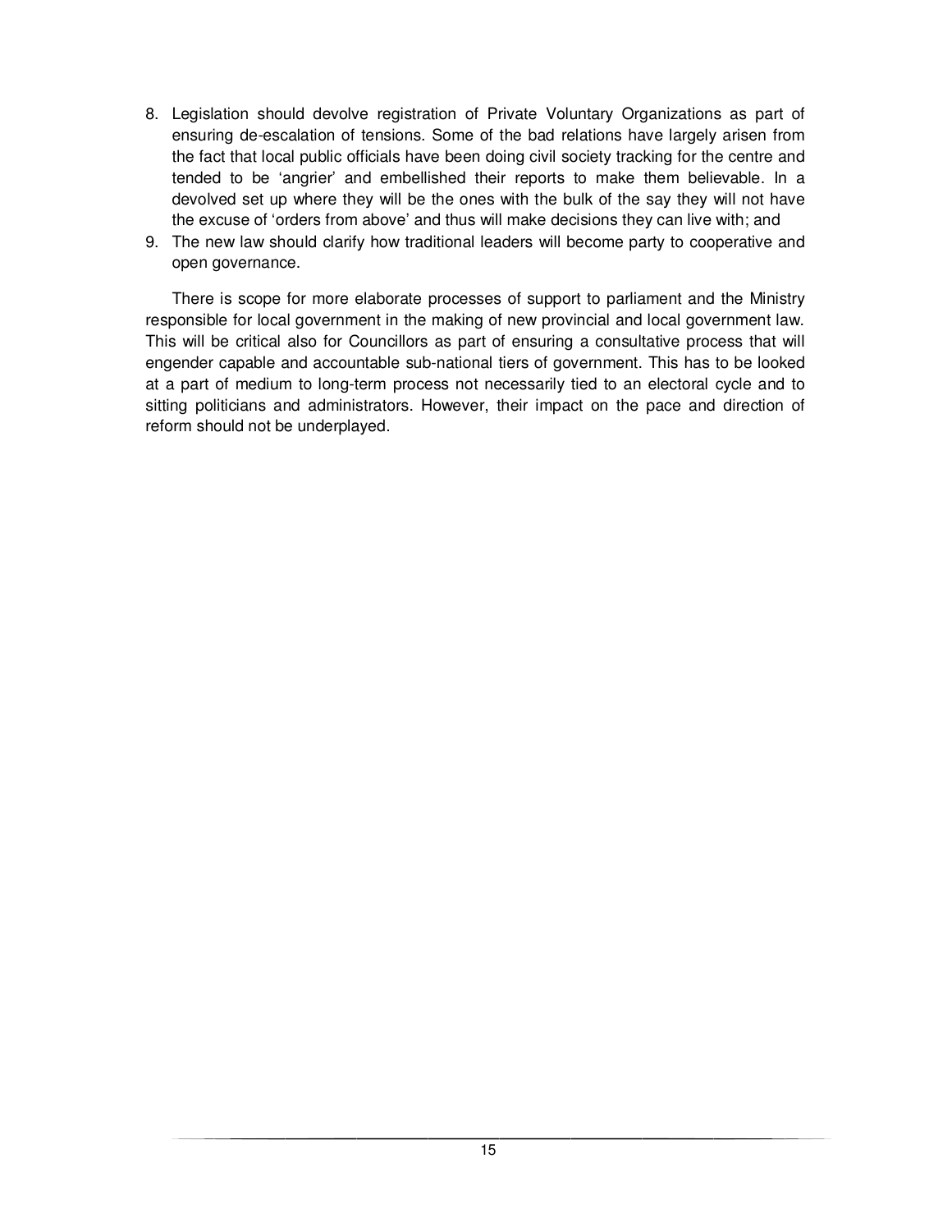8. Legislation should devolve registration of Private Voluntary Organizations as part of ensuring de-escalation of tensions. Some of the bad relations have largely arisen from the fact that local public officials have been doing civil society tracking for the centre and tended to be 'angrier' and embellished their reports to make them believable. In a devolved set up where they will be the ones with the bulk of the say they will not have the excuse of 'orders from above' and thus will make decisions they can live with; and
9. The new law should clarify how traditional leaders will become party to cooperative and open governance.

There is scope for more elaborate processes of support to parliament and the Ministry responsible for local government in the making of new provincial and local government law. This will be critical also for Councillors as part of ensuring a consultative process that will engender capable and accountable sub-national tiers of government. This has to be looked at a part of medium to long-term process not necessarily tied to an electoral cycle and to sitting politicians and administrators. However, their impact on the pace and direction of reform should not be underplayed.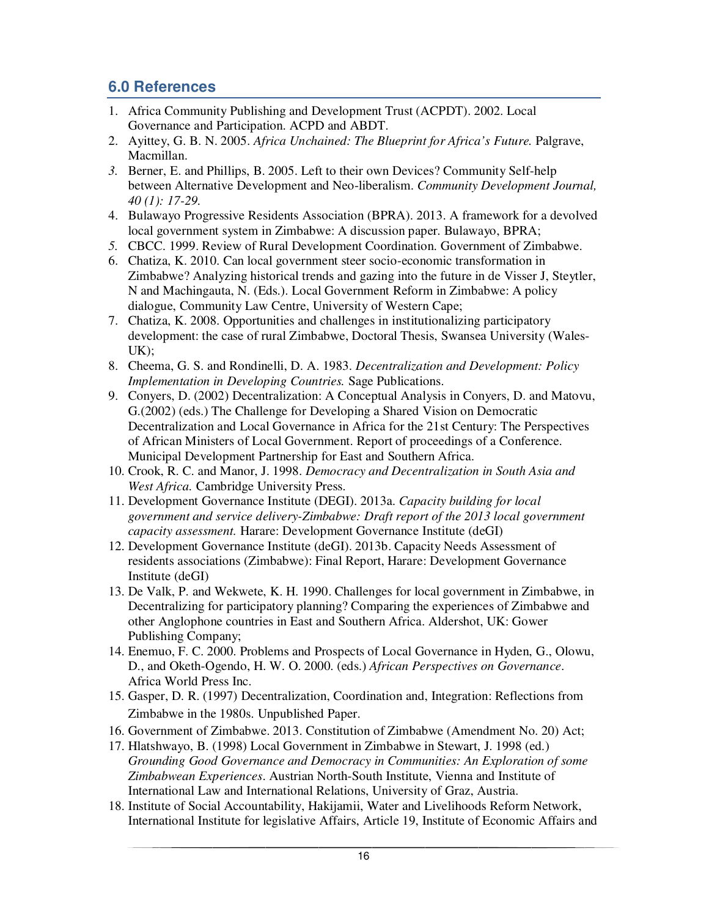## 6.0 References

1. Africa Community Publishing and Development Trust (ACPDT). 2002. Local Governance and Participation. ACPD and ABDT.
2. Ayittey, G. B. N. 2005. *Africa Unchained: The Blueprint for Africa's Future.* Palgrave, Macmillan.
3. Berner, E. and Phillips, B. 2005. Left to their own Devices? Community Self-help between Alternative Development and Neo-liberalism. *Community Development Journal, 40 (1): 17-29.*
4. Bulawayo Progressive Residents Association (BPRA). 2013. A framework for a devolved local government system in Zimbabwe: A discussion paper. Bulawayo, BPRA;
5. CBCC. 1999. Review of Rural Development Coordination. Government of Zimbabwe.
6. Chatiza, K. 2010. Can local government steer socio-economic transformation in Zimbabwe? Analyzing historical trends and gazing into the future in de Visser J, Steytler, N and Machingauta, N. (Eds.). Local Government Reform in Zimbabwe: A policy dialogue, Community Law Centre, University of Western Cape;
7. Chatiza, K. 2008. Opportunities and challenges in institutionalizing participatory development: the case of rural Zimbabwe, Doctoral Thesis, Swansea University (Wales-UK);
8. Cheema, G. S. and Rondinelli, D. A. 1983. *Decentralization and Development: Policy Implementation in Developing Countries.* Sage Publications.
9. Conyers, D. (2002) Decentralization: A Conceptual Analysis in Conyers, D. and Matovu, G.(2002) (eds.) The Challenge for Developing a Shared Vision on Democratic Decentralization and Local Governance in Africa for the 21st Century: The Perspectives of African Ministers of Local Government. Report of proceedings of a Conference. Municipal Development Partnership for East and Southern Africa.
10. Crook, R. C. and Manor, J. 1998. *Democracy and Decentralization in South Asia and West Africa.* Cambridge University Press.
11. Development Governance Institute (DEGI). 2013a. *Capacity building for local government and service delivery-Zimbabwe: Draft report of the 2013 local government capacity assessment.* Harare: Development Governance Institute (deGI)
12. Development Governance Institute (deGI). 2013b. Capacity Needs Assessment of residents associations (Zimbabwe): Final Report, Harare: Development Governance Institute (deGI)
13. De Valk, P. and Wekwete, K. H. 1990. Challenges for local government in Zimbabwe, in Decentralizing for participatory planning? Comparing the experiences of Zimbabwe and other Anglophone countries in East and Southern Africa. Aldershot, UK: Gower Publishing Company;
14. Enemuo, F. C. 2000. Problems and Prospects of Local Governance in Hyden, G., Olowu, D., and Oketh-Ogendo, H. W. O. 2000. (eds.) *African Perspectives on Governance*. Africa World Press Inc.
15. Gasper, D. R. (1997) Decentralization, Coordination and, Integration: Reflections from Zimbabwe in the 1980s. Unpublished Paper.
16. Government of Zimbabwe. 2013. Constitution of Zimbabwe (Amendment No. 20) Act;
17. Hlatshwayo, B. (1998) Local Government in Zimbabwe in Stewart, J. 1998 (ed.) *Grounding Good Governance and Democracy in Communities: An Exploration of some Zimbabwean Experiences*. Austrian North-South Institute, Vienna and Institute of International Law and International Relations, University of Graz, Austria.
18. Institute of Social Accountability, Hakijamii, Water and Livelihoods Reform Network, International Institute for legislative Affairs, Article 19, Institute of Economic Affairs and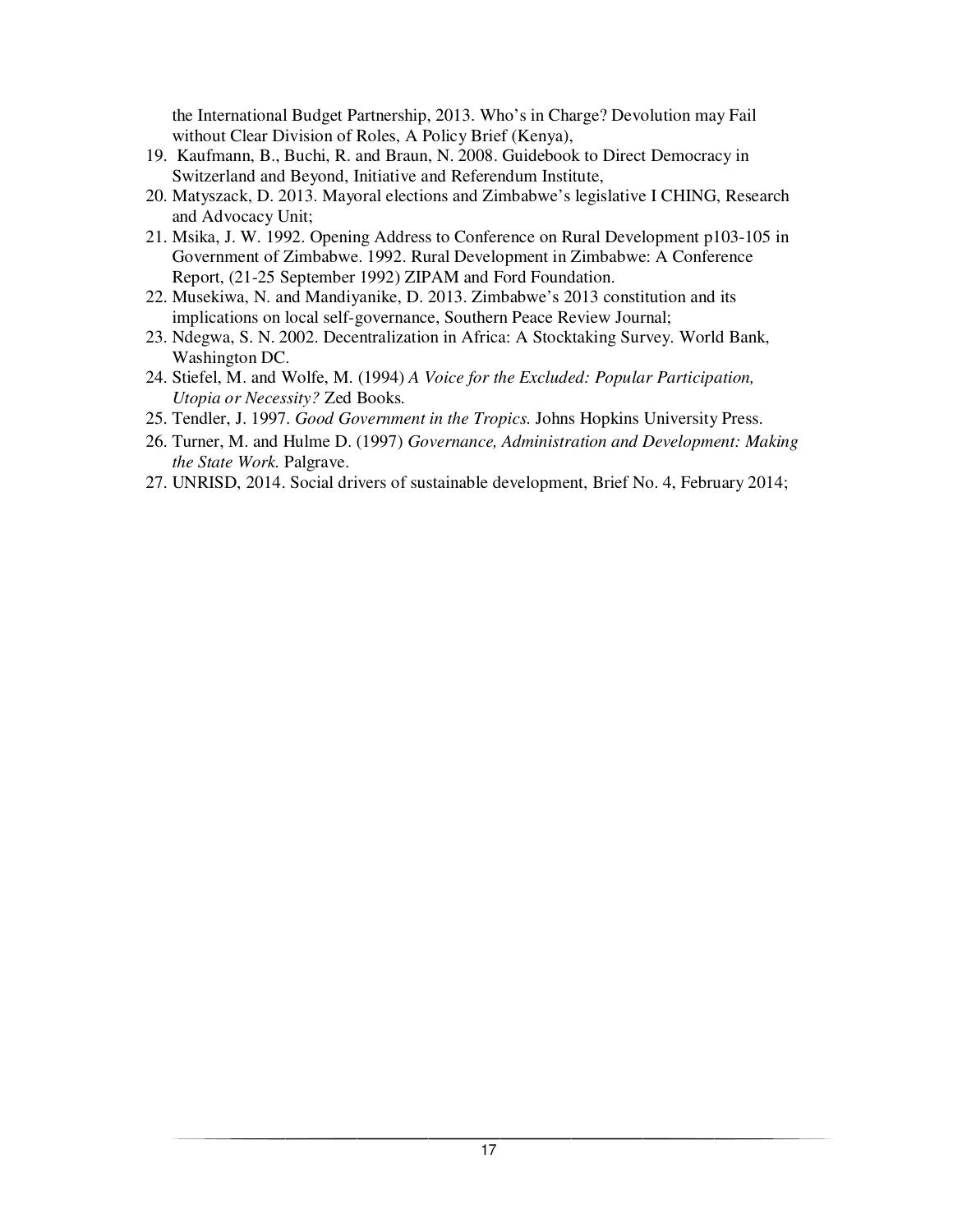the International Budget Partnership, 2013. Who's in Charge? Devolution may Fail without Clear Division of Roles, A Policy Brief (Kenya),

19. Kaufmann, B., Buchi, R. and Braun, N. 2008. Guidebook to Direct Democracy in Switzerland and Beyond, Initiative and Referendum Institute,
20. Matyszack, D. 2013. Mayoral elections and Zimbabwe's legislative I CHING, Research and Advocacy Unit;
21. Msika, J. W. 1992. Opening Address to Conference on Rural Development p103-105 in Government of Zimbabwe. 1992. Rural Development in Zimbabwe: A Conference Report, (21-25 September 1992) ZIPAM and Ford Foundation.
22. Musekiwa, N. and Mandiyanike, D. 2013. Zimbabwe's 2013 constitution and its implications on local self-governance, Southern Peace Review Journal;
23. Ndegwa, S. N. 2002. Decentralization in Africa: A Stocktaking Survey. World Bank, Washington DC.
24. Stiefel, M. and Wolfe, M. (1994) *A Voice for the Excluded: Popular Participation, Utopia or Necessity?* Zed Books.
25. Tendler, J. 1997. *Good Government in the Tropics.* Johns Hopkins University Press.
26. Turner, M. and Hulme D. (1997) *Governance, Administration and Development: Making the State Work.* Palgrave.
27. UNRISD, 2014. Social drivers of sustainable development, Brief No. 4, February 2014;